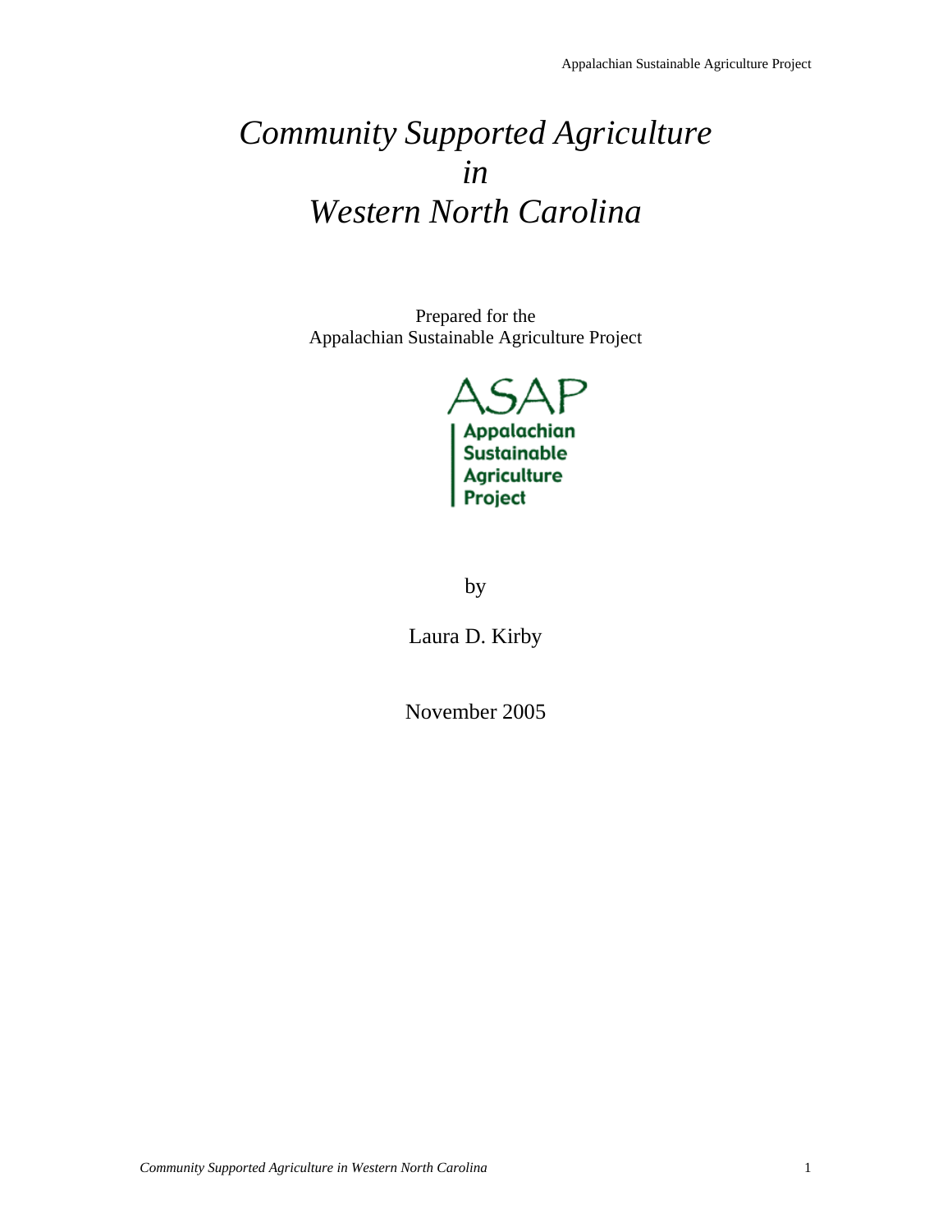# *Community Supported Agriculture in Western North Carolina*

Prepared for the
Appalachian Sustainable Agriculture Project

ASAP
Appalachian
Sustainable
Agriculture
Project

by

Laura D. Kirby

November 2005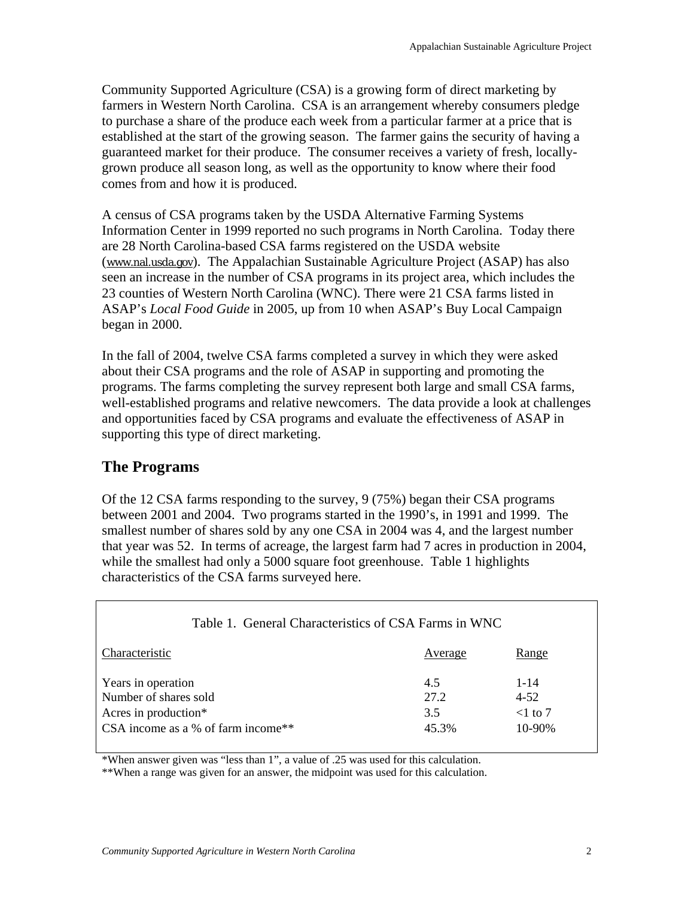Community Supported Agriculture (CSA) is a growing form of direct marketing by farmers in Western North Carolina. CSA is an arrangement whereby consumers pledge to purchase a share of the produce each week from a particular farmer at a price that is established at the start of the growing season. The farmer gains the security of having a guaranteed market for their produce. The consumer receives a variety of fresh, locally-grown produce all season long, as well as the opportunity to know where their food comes from and how it is produced.

A census of CSA programs taken by the USDA Alternative Farming Systems Information Center in 1999 reported no such programs in North Carolina. Today there are 28 North Carolina-based CSA farms registered on the USDA website (www.nal.usda.gov). The Appalachian Sustainable Agriculture Project (ASAP) has also seen an increase in the number of CSA programs in its project area, which includes the 23 counties of Western North Carolina (WNC). There were 21 CSA farms listed in ASAP's *Local Food Guide* in 2005, up from 10 when ASAP's Buy Local Campaign began in 2000.

In the fall of 2004, twelve CSA farms completed a survey in which they were asked about their CSA programs and the role of ASAP in supporting and promoting the programs. The farms completing the survey represent both large and small CSA farms, well-established programs and relative newcomers. The data provide a look at challenges and opportunities faced by CSA programs and evaluate the effectiveness of ASAP in supporting this type of direct marketing.

## The Programs

Of the 12 CSA farms responding to the survey, 9 (75%) began their CSA programs between 2001 and 2004. Two programs started in the 1990's, in 1991 and 1999. The smallest number of shares sold by any one CSA in 2004 was 4, and the largest number that year was 52. In terms of acreage, the largest farm had 7 acres in production in 2004, while the smallest had only a 5000 square foot greenhouse. Table 1 highlights characteristics of the CSA farms surveyed here.

Table 1. General Characteristics of CSA Farms in WNC

| Characteristic | Average | Range |
|---|---|---|
| Years in operation | 4.5 | 1-14 |
| Number of shares sold | 27.2 | 4-52 |
| Acres in production* | 3.5 | <1 to 7 |
| CSA income as a % of farm income** | 45.3% | 10-90% |

*When answer given was "less than 1", a value of .25 was used for this calculation.

**When a range was given for an answer, the midpoint was used for this calculation.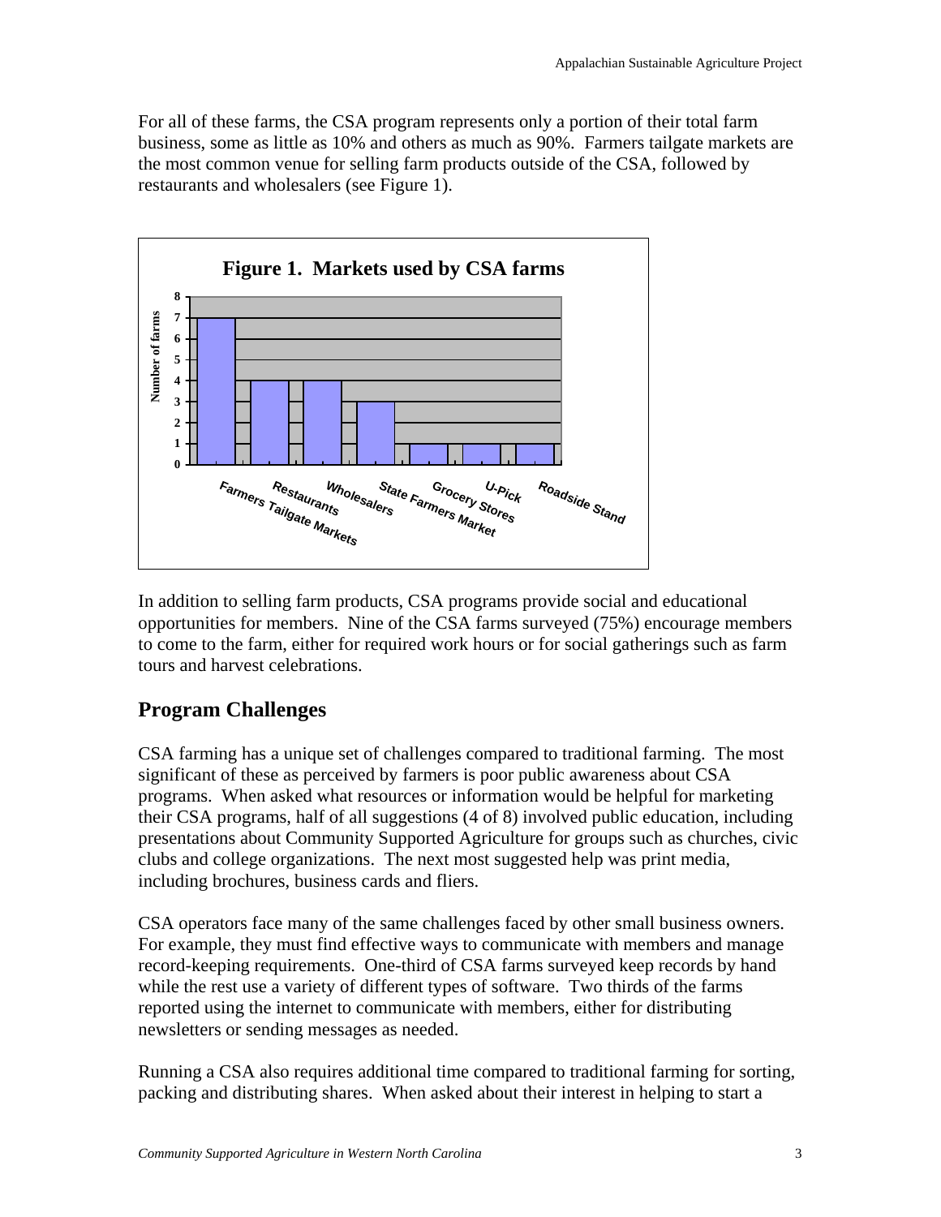For all of these farms, the CSA program represents only a portion of their total farm business, some as little as 10% and others as much as 90%. Farmers tailgate markets are the most common venue for selling farm products outside of the CSA, followed by restaurants and wholesalers (see Figure 1).

**Figure 1. Markets used by CSA farms**

| Market | Number of farms |
| --- | --- |
| Farmers Tailgate Markets | 7 |
| Restaurants | 4 |
| Wholesalers | 4 |
| State Farmers Market | 3 |
| Grocery Stores | 1 |
| U-Pick | 1 |
| Roadside Stand | 1 |

In addition to selling farm products, CSA programs provide social and educational opportunities for members. Nine of the CSA farms surveyed (75%) encourage members to come to the farm, either for required work hours or for social gatherings such as farm tours and harvest celebrations.

## Program Challenges

CSA farming has a unique set of challenges compared to traditional farming. The most significant of these as perceived by farmers is poor public awareness about CSA programs. When asked what resources or information would be helpful for marketing their CSA programs, half of all suggestions (4 of 8) involved public education, including presentations about Community Supported Agriculture for groups such as churches, civic clubs and college organizations. The next most suggested help was print media, including brochures, business cards and fliers.

CSA operators face many of the same challenges faced by other small business owners. For example, they must find effective ways to communicate with members and manage record-keeping requirements. One-third of CSA farms surveyed keep records by hand while the rest use a variety of different types of software. Two thirds of the farms reported using the internet to communicate with members, either for distributing newsletters or sending messages as needed.

Running a CSA also requires additional time compared to traditional farming for sorting, packing and distributing shares. When asked about their interest in helping to start a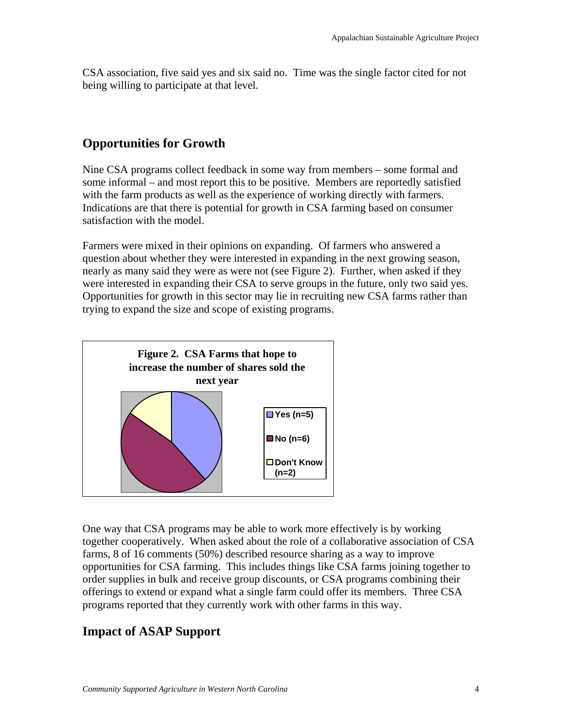CSA association, five said yes and six said no. Time was the single factor cited for not being willing to participate at that level.

## Opportunities for Growth

Nine CSA programs collect feedback in some way from members – some formal and some informal – and most report this to be positive. Members are reportedly satisfied with the farm products as well as the experience of working directly with farmers. Indications are that there is potential for growth in CSA farming based on consumer satisfaction with the model.

Farmers were mixed in their opinions on expanding. Of farmers who answered a question about whether they were interested in expanding in the next growing season, nearly as many said they were as were not (see Figure 2). Further, when asked if they were interested in expanding their CSA to serve groups in the future, only two said yes. Opportunities for growth in this sector may lie in recruiting new CSA farms rather than trying to expand the size and scope of existing programs.

**Figure 2. CSA Farms that hope to increase the number of shares sold the next year**

- Yes (n=5)
- No (n=6)
- Don't Know (n=2)

One way that CSA programs may be able to work more effectively is by working together cooperatively. When asked about the role of a collaborative association of CSA farms, 8 of 16 comments (50%) described resource sharing as a way to improve opportunities for CSA farming. This includes things like CSA farms joining together to order supplies in bulk and receive group discounts, or CSA programs combining their offerings to extend or expand what a single farm could offer its members. Three CSA programs reported that they currently work with other farms in this way.

## Impact of ASAP Support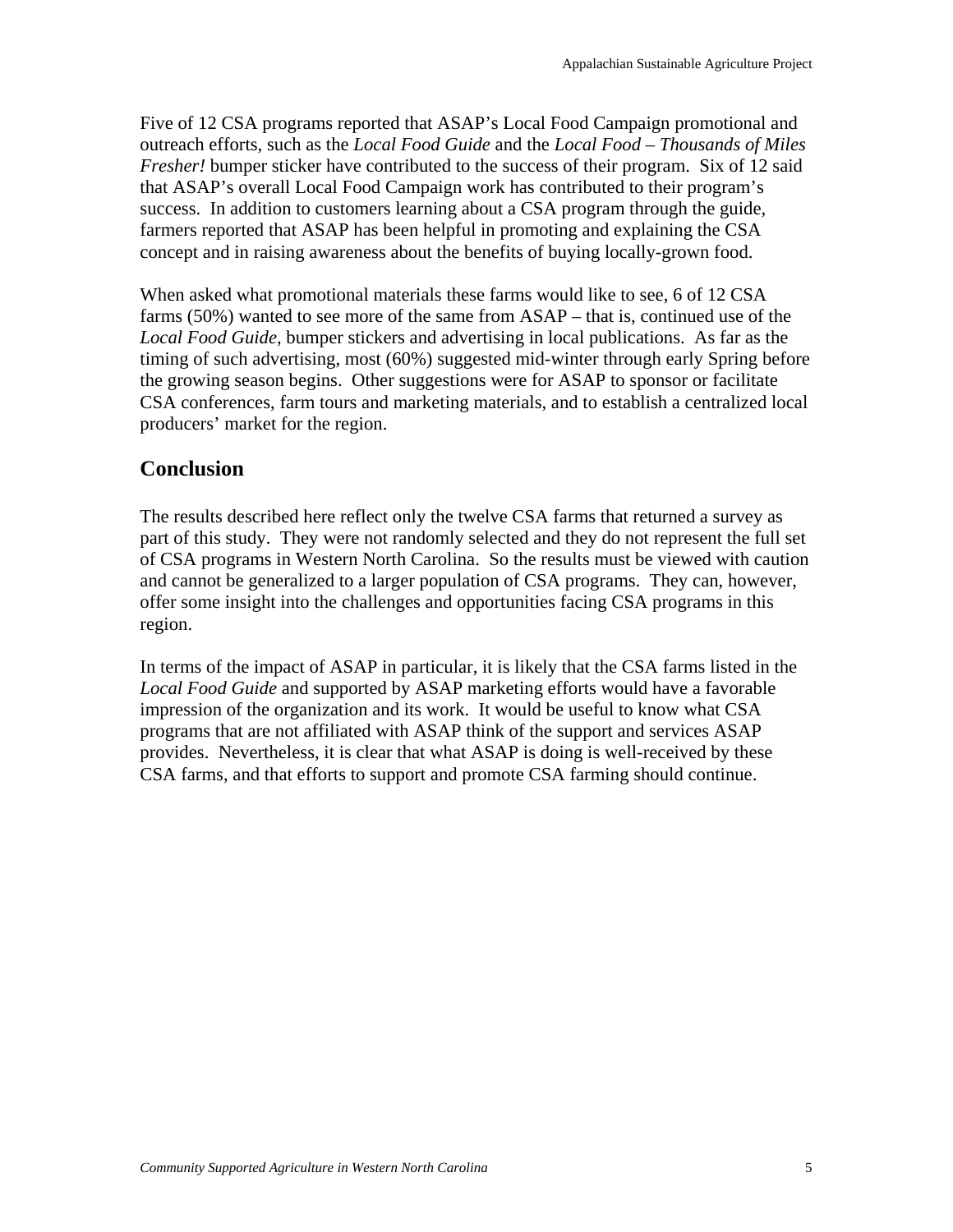Five of 12 CSA programs reported that ASAP's Local Food Campaign promotional and outreach efforts, such as the *Local Food Guide* and the *Local Food – Thousands of Miles Fresher!* bumper sticker have contributed to the success of their program. Six of 12 said that ASAP's overall Local Food Campaign work has contributed to their program's success. In addition to customers learning about a CSA program through the guide, farmers reported that ASAP has been helpful in promoting and explaining the CSA concept and in raising awareness about the benefits of buying locally-grown food.

When asked what promotional materials these farms would like to see, 6 of 12 CSA farms (50%) wanted to see more of the same from ASAP – that is, continued use of the *Local Food Guide*, bumper stickers and advertising in local publications. As far as the timing of such advertising, most (60%) suggested mid-winter through early Spring before the growing season begins. Other suggestions were for ASAP to sponsor or facilitate CSA conferences, farm tours and marketing materials, and to establish a centralized local producers' market for the region.

## Conclusion

The results described here reflect only the twelve CSA farms that returned a survey as part of this study. They were not randomly selected and they do not represent the full set of CSA programs in Western North Carolina. So the results must be viewed with caution and cannot be generalized to a larger population of CSA programs. They can, however, offer some insight into the challenges and opportunities facing CSA programs in this region.

In terms of the impact of ASAP in particular, it is likely that the CSA farms listed in the *Local Food Guide* and supported by ASAP marketing efforts would have a favorable impression of the organization and its work. It would be useful to know what CSA programs that are not affiliated with ASAP think of the support and services ASAP provides. Nevertheless, it is clear that what ASAP is doing is well-received by these CSA farms, and that efforts to support and promote CSA farming should continue.